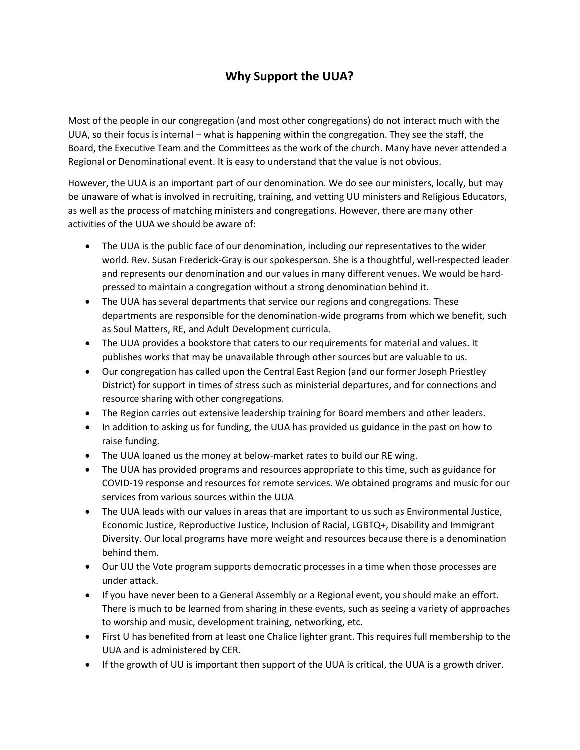# Why Support the UUA?

Most of the people in our congregation (and most other congregations) do not interact much with the UUA, so their focus is internal – what is happening within the congregation. They see the staff, the Board, the Executive Team and the Committees as the work of the church. Many have never attended a Regional or Denominational event. It is easy to understand that the value is not obvious.

However, the UUA is an important part of our denomination. We do see our ministers, locally, but may be unaware of what is involved in recruiting, training, and vetting UU ministers and Religious Educators, as well as the process of matching ministers and congregations. However, there are many other activities of the UUA we should be aware of:

- The UUA is the public face of our denomination, including our representatives to the wider world. Rev. Susan Frederick-Gray is our spokesperson. She is a thoughtful, well-respected leader and represents our denomination and our values in many different venues. We would be hard-pressed to maintain a congregation without a strong denomination behind it.
- The UUA has several departments that service our regions and congregations. These departments are responsible for the denomination-wide programs from which we benefit, such as Soul Matters, RE, and Adult Development curricula.
- The UUA provides a bookstore that caters to our requirements for material and values. It publishes works that may be unavailable through other sources but are valuable to us.
- Our congregation has called upon the Central East Region (and our former Joseph Priestley District) for support in times of stress such as ministerial departures, and for connections and resource sharing with other congregations.
- The Region carries out extensive leadership training for Board members and other leaders.
- In addition to asking us for funding, the UUA has provided us guidance in the past on how to raise funding.
- The UUA loaned us the money at below-market rates to build our RE wing.
- The UUA has provided programs and resources appropriate to this time, such as guidance for COVID-19 response and resources for remote services. We obtained programs and music for our services from various sources within the UUA
- The UUA leads with our values in areas that are important to us such as Environmental Justice, Economic Justice, Reproductive Justice, Inclusion of Racial, LGBTQ+, Disability and Immigrant Diversity. Our local programs have more weight and resources because there is a denomination behind them.
- Our UU the Vote program supports democratic processes in a time when those processes are under attack.
- If you have never been to a General Assembly or a Regional event, you should make an effort. There is much to be learned from sharing in these events, such as seeing a variety of approaches to worship and music, development training, networking, etc.
- First U has benefited from at least one Chalice lighter grant. This requires full membership to the UUA and is administered by CER.
- If the growth of UU is important then support of the UUA is critical, the UUA is a growth driver.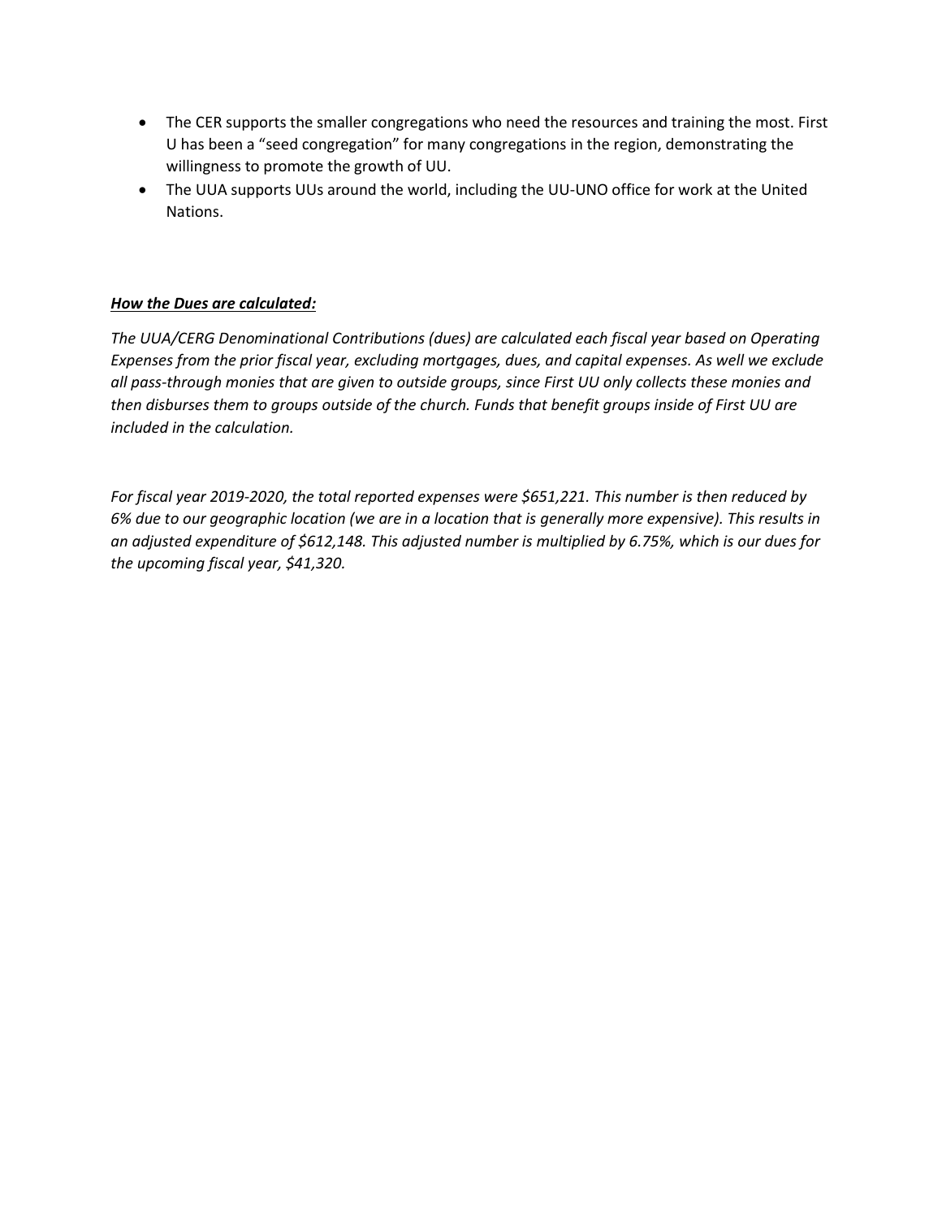- The CER supports the smaller congregations who need the resources and training the most. First U has been a "seed congregation" for many congregations in the region, demonstrating the willingness to promote the growth of UU.
- The UUA supports UUs around the world, including the UU-UNO office for work at the United Nations.

***<u>How the Dues are calculated:</u>***

*The UUA/CERG Denominational Contributions (dues) are calculated each fiscal year based on Operating Expenses from the prior fiscal year, excluding mortgages, dues, and capital expenses. As well we exclude all pass-through monies that are given to outside groups, since First UU only collects these monies and then disburses them to groups outside of the church. Funds that benefit groups inside of First UU are included in the calculation.*

*For fiscal year 2019-2020, the total reported expenses were $651,221. This number is then reduced by 6% due to our geographic location (we are in a location that is generally more expensive). This results in an adjusted expenditure of $612,148. This adjusted number is multiplied by 6.75%, which is our dues for the upcoming fiscal year, $41,320.*